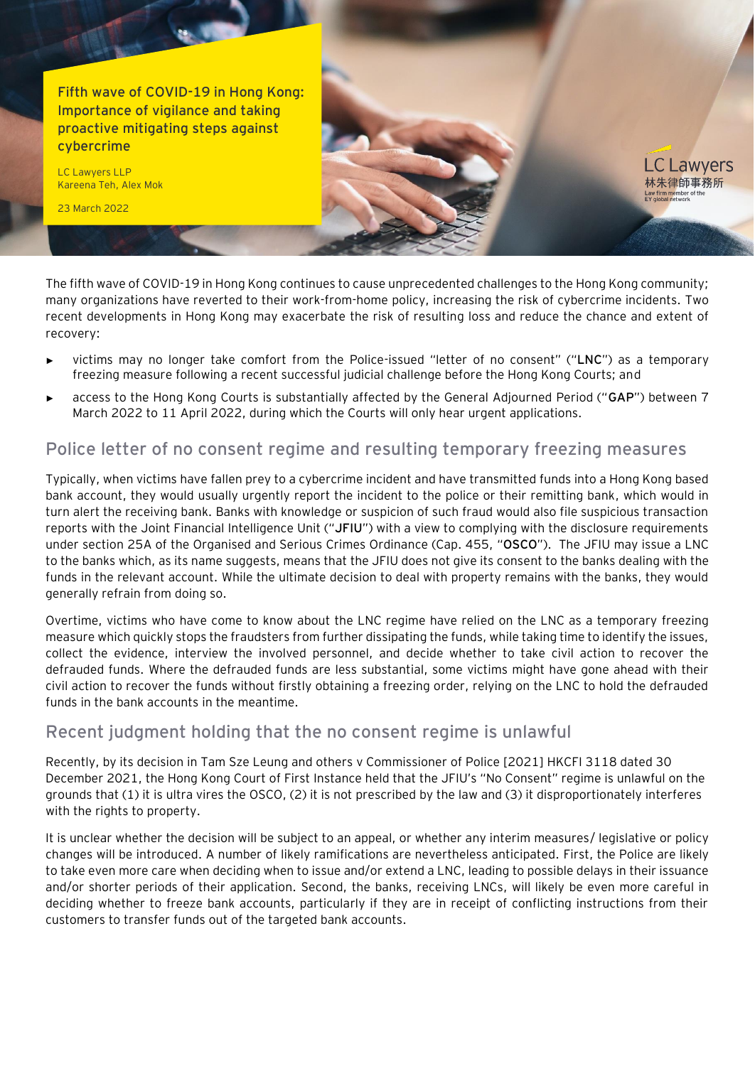# Fifth wave of COVID-19 in Hong Kong: Importance of vigilance and taking proactive mitigating steps against cybercrime

LC Lawyers LLP
Kareena Teh, Alex Mok

23 March 2022

LC Lawyers
林朱律師事務所
Law firm member of the EY global network

The fifth wave of COVID-19 in Hong Kong continues to cause unprecedented challenges to the Hong Kong community; many organizations have reverted to their work-from-home policy, increasing the risk of cybercrime incidents. Two recent developments in Hong Kong may exacerbate the risk of resulting loss and reduce the chance and extent of recovery:

- victims may no longer take comfort from the Police-issued "letter of no consent" ("**LNC**") as a temporary freezing measure following a recent successful judicial challenge before the Hong Kong Courts; and
- access to the Hong Kong Courts is substantially affected by the General Adjourned Period ("**GAP**") between 7 March 2022 to 11 April 2022, during which the Courts will only hear urgent applications.

## Police letter of no consent regime and resulting temporary freezing measures

Typically, when victims have fallen prey to a cybercrime incident and have transmitted funds into a Hong Kong based bank account, they would usually urgently report the incident to the police or their remitting bank, which would in turn alert the receiving bank. Banks with knowledge or suspicion of such fraud would also file suspicious transaction reports with the Joint Financial Intelligence Unit ("**JFIU**") with a view to complying with the disclosure requirements under section 25A of the Organised and Serious Crimes Ordinance (Cap. 455, "**OSCO**"). The JFIU may issue a LNC to the banks which, as its name suggests, means that the JFIU does not give its consent to the banks dealing with the funds in the relevant account. While the ultimate decision to deal with property remains with the banks, they would generally refrain from doing so.

Overtime, victims who have come to know about the LNC regime have relied on the LNC as a temporary freezing measure which quickly stops the fraudsters from further dissipating the funds, while taking time to identify the issues, collect the evidence, interview the involved personnel, and decide whether to take civil action to recover the defrauded funds. Where the defrauded funds are less substantial, some victims might have gone ahead with their civil action to recover the funds without firstly obtaining a freezing order, relying on the LNC to hold the defrauded funds in the bank accounts in the meantime.

## Recent judgment holding that the no consent regime is unlawful

Recently, by its decision in Tam Sze Leung and others v Commissioner of Police [2021] HKCFI 3118 dated 30 December 2021, the Hong Kong Court of First Instance held that the JFIU's "No Consent" regime is unlawful on the grounds that (1) it is ultra vires the OSCO, (2) it is not prescribed by the law and (3) it disproportionately interferes with the rights to property.

It is unclear whether the decision will be subject to an appeal, or whether any interim measures/ legislative or policy changes will be introduced. A number of likely ramifications are nevertheless anticipated. First, the Police are likely to take even more care when deciding when to issue and/or extend a LNC, leading to possible delays in their issuance and/or shorter periods of their application. Second, the banks, receiving LNCs, will likely be even more careful in deciding whether to freeze bank accounts, particularly if they are in receipt of conflicting instructions from their customers to transfer funds out of the targeted bank accounts.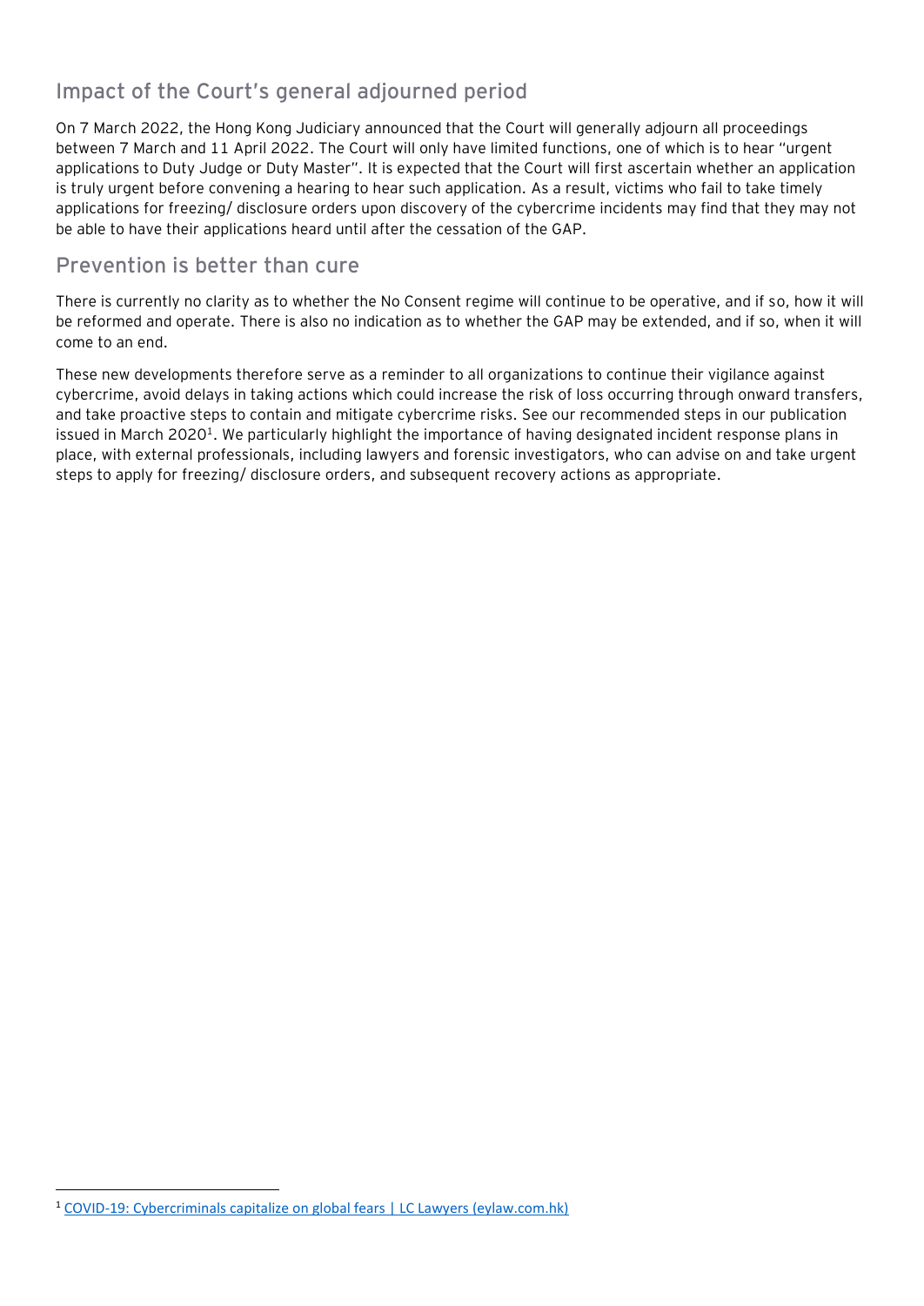## Impact of the Court's general adjourned period

On 7 March 2022, the Hong Kong Judiciary announced that the Court will generally adjourn all proceedings between 7 March and 11 April 2022. The Court will only have limited functions, one of which is to hear "urgent applications to Duty Judge or Duty Master". It is expected that the Court will first ascertain whether an application is truly urgent before convening a hearing to hear such application. As a result, victims who fail to take timely applications for freezing/ disclosure orders upon discovery of the cybercrime incidents may find that they may not be able to have their applications heard until after the cessation of the GAP.

## Prevention is better than cure

There is currently no clarity as to whether the No Consent regime will continue to be operative, and if so, how it will be reformed and operate. There is also no indication as to whether the GAP may be extended, and if so, when it will come to an end.

These new developments therefore serve as a reminder to all organizations to continue their vigilance against cybercrime, avoid delays in taking actions which could increase the risk of loss occurring through onward transfers, and take proactive steps to contain and mitigate cybercrime risks. See our recommended steps in our publication issued in March 2020[1]. We particularly highlight the importance of having designated incident response plans in place, with external professionals, including lawyers and forensic investigators, who can advise on and take urgent steps to apply for freezing/ disclosure orders, and subsequent recovery actions as appropriate.

[1] COVID-19: Cybercriminals capitalize on global fears | LC Lawyers (eylaw.com.hk)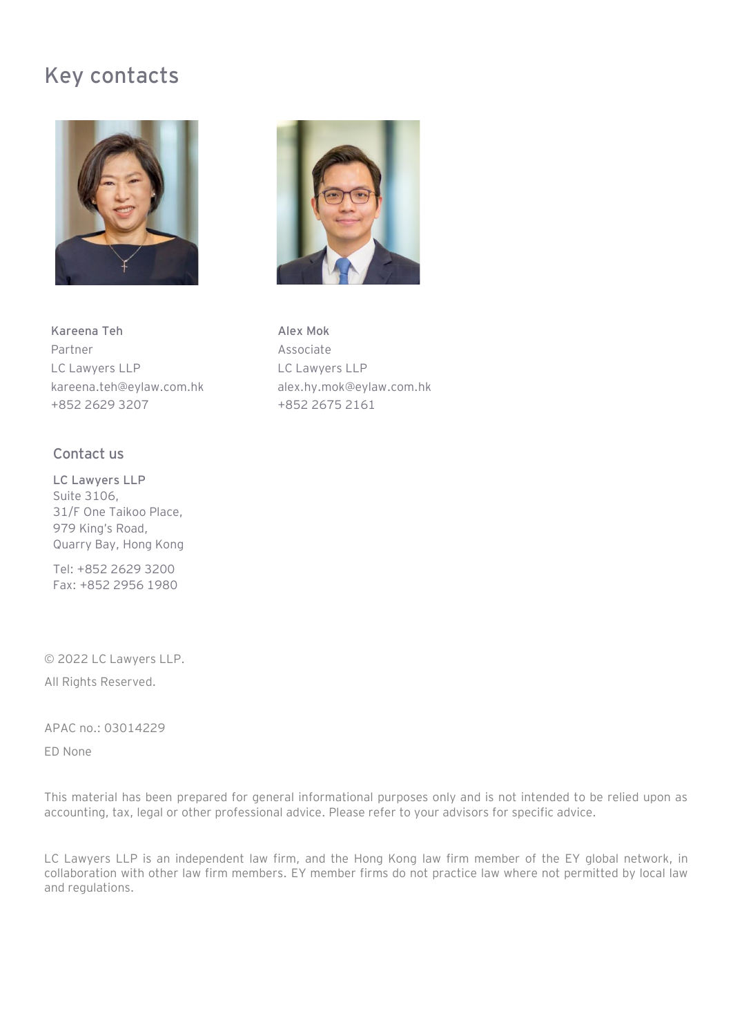# Key contacts

**Kareena Teh**
Partner
LC Lawyers LLP
kareena.teh@eylaw.com.hk
+852 2629 3207

**Alex Mok**
Associate
LC Lawyers LLP
alex.hy.mok@eylaw.com.hk
+852 2675 2161

## Contact us

**LC Lawyers LLP**
Suite 3106,
31/F One Taikoo Place,
979 King's Road,
Quarry Bay, Hong Kong

Tel: +852 2629 3200
Fax: +852 2956 1980

© 2022 LC Lawyers LLP.
All Rights Reserved.

APAC no.: 03014229
ED None

This material has been prepared for general informational purposes only and is not intended to be relied upon as accounting, tax, legal or other professional advice. Please refer to your advisors for specific advice.

LC Lawyers LLP is an independent law firm, and the Hong Kong law firm member of the EY global network, in collaboration with other law firm members. EY member firms do not practice law where not permitted by local law and regulations.